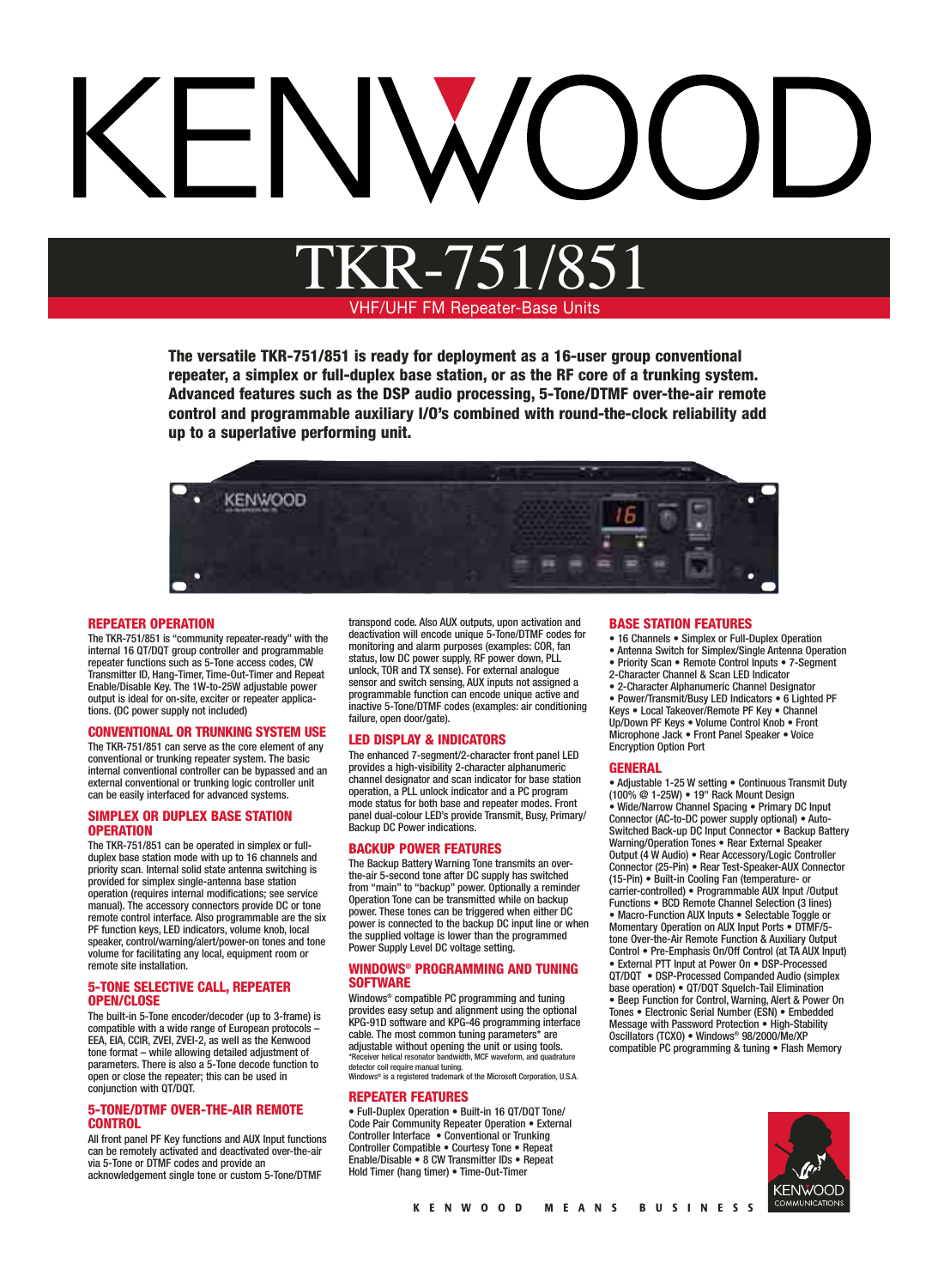# KENWOOD

## TKR-751/851

VHF/UHF FM Repeater-Base Units

**The versatile TKR-751/851 is ready for deployment as a 16-user group conventional repeater, a simplex or full-duplex base station, or as the RF core of a trunking system. Advanced features such as the DSP audio processing, 5-Tone/DTMF over-the-air remote control and programmable auxiliary I/O's combined with round-the-clock reliability add up to a superlative performing unit.**

### REPEATER OPERATION

The TKR-751/851 is "community repeater-ready" with the internal 16 QT/DQT group controller and programmable repeater functions such as 5-Tone access codes, CW Transmitter ID, Hang-Timer, Time-Out-Timer and Repeat Enable/Disable Key. The 1W-to-25W adjustable power output is ideal for on-site, exciter or repeater applications. (DC power supply not included)

### CONVENTIONAL OR TRUNKING SYSTEM USE

The TKR-751/851 can serve as the core element of any conventional or trunking repeater system. The basic internal conventional controller can be bypassed and an external conventional or trunking logic controller unit can be easily interfaced for advanced systems.

### SIMPLEX OR DUPLEX BASE STATION OPERATION

The TKR-751/851 can be operated in simplex or full-duplex base station mode with up to 16 channels and priority scan. Internal solid state antenna switching is provided for simplex single-antenna base station operation (requires internal modifications; see service manual). The accessory connectors provide DC or tone remote control interface. Also programmable are the six PF function keys, LED indicators, volume knob, local speaker, control/warning/alert/power-on tones and tone volume for facilitating any local, equipment room or remote site installation.

### 5-TONE SELECTIVE CALL, REPEATER OPEN/CLOSE

The built-in 5-Tone encoder/decoder (up to 3-frame) is compatible with a wide range of European protocols – EEA, EIA, CCIR, ZVEI, ZVEI-2, as well as the Kenwood tone format – while allowing detailed adjustment of parameters. There is also a 5-Tone decode function to open or close the repeater; this can be used in conjunction with QT/DQT.

### 5-TONE/DTMF OVER-THE-AIR REMOTE CONTROL

All front panel PF Key functions and AUX Input functions can be remotely activated and deactivated over-the-air via 5-Tone or DTMF codes and provide an acknowledgement single tone or custom 5-Tone/DTMF transpond code. Also AUX outputs, upon activation and deactivation will encode unique 5-Tone/DTMF codes for monitoring and alarm purposes (examples: COR, fan status, low DC power supply, RF power down, PLL unlock, TOR and TX sense). For external analogue sensor and switch sensing, AUX inputs not assigned a programmable function can encode unique active and inactive 5-Tone/DTMF codes (examples: air conditioning failure, open door/gate).

### LED DISPLAY & INDICATORS

The enhanced 7-segment/2-character front panel LED provides a high-visibility 2-character alphanumeric channel designator and scan indicator for base station operation, a PLL unlock indicator and a PC program mode status for both base and repeater modes. Front panel dual-colour LED's provide Transmit, Busy, Primary/Backup DC Power indications.

### BACKUP POWER FEATURES

The Backup Battery Warning Tone transmits an over-the-air 5-second tone after DC supply has switched from "main" to "backup" power. Optionally a reminder Operation Tone can be transmitted while on backup power. These tones can be triggered when either DC power is connected to the backup DC input line or when the supplied voltage is lower than the programmed Power Supply Level DC voltage setting.

### WINDOWS® PROGRAMMING AND TUNING SOFTWARE

Windows® compatible PC programming and tuning provides easy setup and alignment using the optional KPG-91D software and KPG-46 programming interface cable. The most common tuning parameters* are adjustable without opening the unit or using tools.

*Receiver helical resonator bandwidth, MCF waveform, and quadrature detector coil require manual tuning.
Windows® is a registered trademark of the Microsoft Corporation, U.S.A.

### REPEATER FEATURES

• Full-Duplex Operation • Built-in 16 QT/DQT Tone/Code Pair Community Repeater Operation • External Controller Interface • Conventional or Trunking Controller Compatible • Courtesy Tone • Repeat Enable/Disable • 8 CW Transmitter IDs • Repeat Hold Timer (hang timer) • Time-Out-Timer

### BASE STATION FEATURES

• 16 Channels • Simplex or Full-Duplex Operation • Antenna Switch for Simplex/Single Antenna Operation • Priority Scan • Remote Control Inputs • 7-Segment 2-Character Channel & Scan LED Indicator • 2-Character Alphanumeric Channel Designator • Power/Transmit/Busy LED Indicators • 6 Lighted PF Keys • Local Takeover/Remote PF Key • Channel Up/Down PF Keys • Volume Control Knob • Front Microphone Jack • Front Panel Speaker • Voice Encryption Option Port

### GENERAL

• Adjustable 1-25 W setting • Continuous Transmit Duty (100% @ 1-25W) • 19" Rack Mount Design • Wide/Narrow Channel Spacing • Primary DC Input Connector (AC-to-DC power supply optional) • Auto-Switched Back-up DC Input Connector • Backup Battery Warning/Operation Tones • Rear External Speaker Output (4 W Audio) • Rear Accessory/Logic Controller Connector (25-Pin) • Rear Test-Speaker-AUX Connector (15-Pin) • Built-in Cooling Fan (temperature- or carrier-controlled) • Programmable AUX Input /Output Functions • BCD Remote Channel Selection (3 lines) • Macro-Function AUX Inputs • Selectable Toggle or Momentary Operation on AUX Input Ports • DTMF/5-tone Over-the-Air Remote Function & Auxiliary Output Control • Pre-Emphasis On/Off Control (at TA AUX Input) • External PTT Input at Power On • DSP-Processed QT/DQT • DSP-Processed Companded Audio (simplex base operation) • QT/DQT Squelch-Tail Elimination • Beep Function for Control, Warning, Alert & Power On Tones • Electronic Serial Number (ESN) • Embedded Message with Password Protection • High-Stability Oscillators (TCXO) • Windows® 98/2000/Me/XP compatible PC programming & tuning • Flash Memory

KENWOOD MEANS BUSINESS

KENWOOD COMMUNICATIONS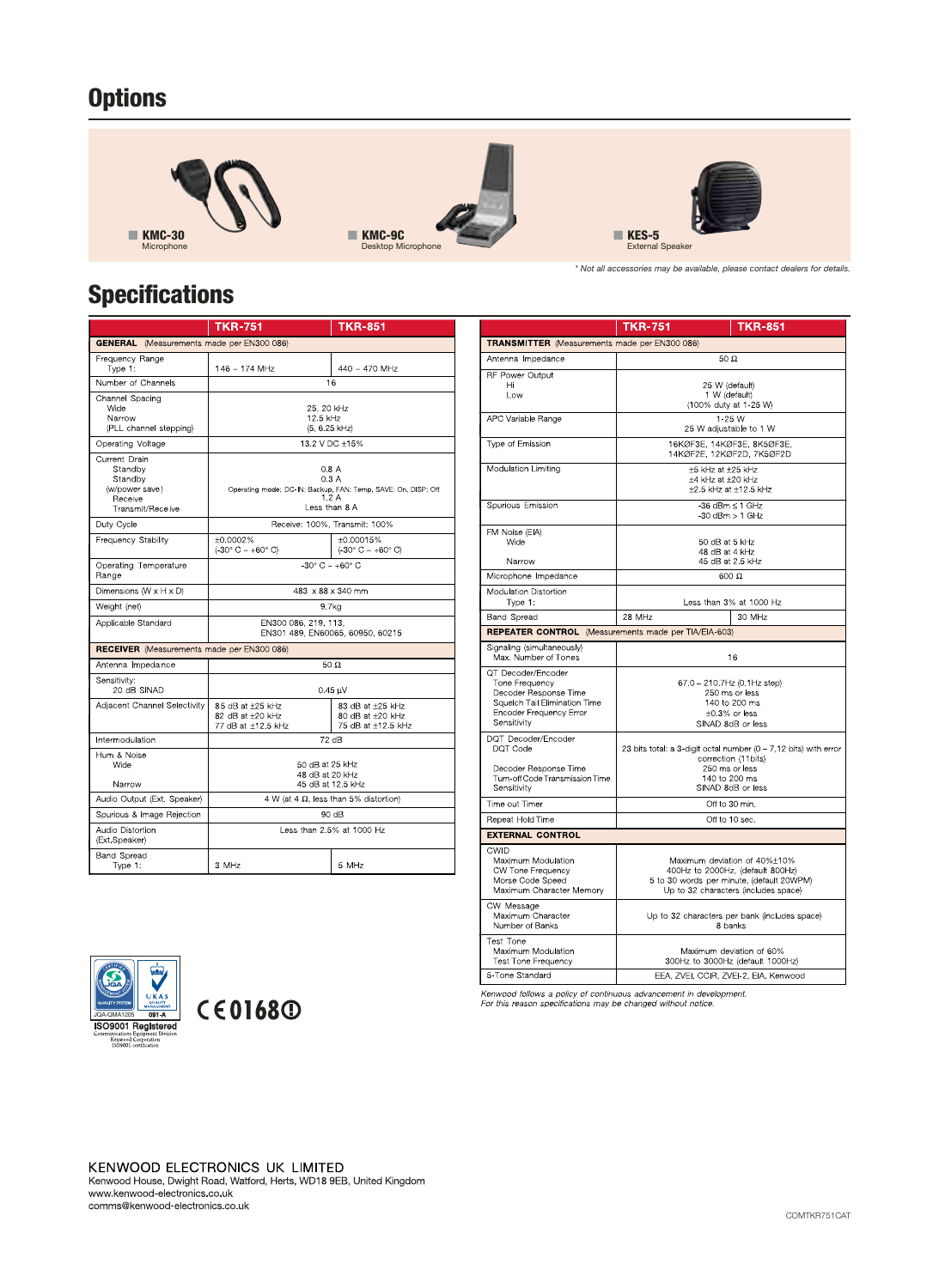# Options

■ **KMC-30**
Microphone

■ **KMC-9C**
Desktop Microphone

■ **KES-5**
External Speaker

*\* Not all accessories may be available, please contact dealers for details.*

# Specifications

| | TKR-751 | TKR-851 |
|---|---|---|
| **GENERAL** (Measurements made per EN300 086) | | |
| Frequency Range<br>Type 1: | 146 ~ 174 MHz | 440 ~ 470 MHz |
| Number of Channels | 16 | |
| Channel Spacing<br>Wide<br>Narrow<br>(PLL channel stepping) | 25, 20 kHz<br>12.5 kHz<br>(5, 6.25 kHz) | |
| Operating Voltage | 13.2 V DC ±15% | |
| Current Drain<br>Standby<br>Standby<br>(w/power save)<br>Receive<br>Transmit/Receive | 0.8 A<br>0.3 A<br>Operating mode; DC-IN: Backup, FAN: Temp, SAVE: On, DISP: Off<br>1.2 A<br>Less than 8 A | |
| Duty Cycle | Receive: 100%, Transmit: 100% | |
| Frequency Stability | ±0.0002%<br>(-30° C ~ +60° C) | ±0.00015%<br>(-30° C ~ +60° C) |
| Operating Temperature Range | -30° C ~ +60° C | |
| Dimensions (W x H x D) | 483 x 88 x 340 mm | |
| Weight (net) | 9.7kg | |
| Applicable Standard | EN300 086, 219, 113,<br>EN301 489, EN60065, 60950, 60215 | |
| **RECEIVER** (Measurements made per EN300 086) | | |
| Antenna Impedance | 50 Ω | |
| Sensitivity:<br>20 dB SINAD | 0.45 µV | |
| Adjacent Channel Selectivity | 85 dB at ±25 kHz<br>82 dB at ±20 kHz<br>77 dB at ±12.5 kHz | 83 dB at ±25 kHz<br>80 dB at ±20 kHz<br>75 dB at ±12.5 kHz |
| Intermodulation | 72 dB | |
| Hum & Noise<br>Wide<br><br>Narrow | 50 dB at 25 kHz<br>48 dB at 20 kHz<br>45 dB at 12.5 kHz | |
| Audio Output (Ext. Speaker) | 4 W (at 4 Ω, less than 5% distortion) | |
| Spurious & Image Rejection | 90 dB | |
| Audio Distortion (Ext.Speaker) | Less than 2.5% at 1000 Hz | |
| Band Spread<br>Type 1: | 3 MHz | 5 MHz |

| | TKR-751 | TKR-851 |
|---|---|---|
| **TRANSMITTER** (Measurements made per EN300 086) | | |
| Antenna Impedance | 50 Ω | |
| RF Power Output<br>Hi<br>Low | 25 W (default)<br>1 W (default)<br>(100% duty at 1-25 W) | |
| APC Variable Range | 1-25 W<br>25 W adjustable to 1 W | |
| Type of Emission | 16KØF3E, 14KØF3E, 8K5ØF3E,<br>14KØF2E, 12KØF2D, 7K5ØF2D | |
| Modulation Limiting | ±5 kHz at ±25 kHz<br>±4 kHz at ±20 kHz<br>±2.5 kHz at ±12.5 kHz | |
| Spurious Emission | -36 dBm ≤ 1 GHz<br>-30 dBm > 1 GHz | |
| FM Noise (EIA)<br>Wide<br><br>Narrow | 50 dB at 5 kHz<br>48 dB at 4 kHz<br>45 dB at 2.5 kHz | |
| Microphone Impedance | 600 Ω | |
| Modulation Distortion<br>Type 1: | Less than 3% at 1000 Hz | |
| Band Spread | 28 MHz | 30 MHz |
| **REPEATER CONTROL** (Measurements made per TIA/EIA-603) | | |
| Signaling (simultaneously)<br>Max. Number of Tones | 16 | |
| QT Decoder/Encoder<br>Tone Frequency<br>Decoder Response Time<br>Squelch Tail Elimination Time<br>Encoder Frequency Error<br>Sensitivity | 67.0 – 210.7Hz (0.1Hz step)<br>250 ms or less<br>140 to 200 ms<br>±0.3% or less<br>SINAD 8dB or less | |
| DQT Decoder/Encoder<br>DQT Code<br><br>Decoder Response Time<br>Turn-off Code Transmission Time<br>Sensitivity | 23 bits total: a 3-digit octal number (0 – 7,12 bits) with error correction (11bits)<br>250 ms or less<br>140 to 200 ms<br>SINAD 8dB or less | |
| Time out Timer | Off to 30 min. | |
| Repeat Hold Time | Off to 10 sec. | |
| **EXTERNAL CONTROL** | | |
| CWID<br>Maximum Modulation<br>CW Tone Frequency<br>Morse Code Speed<br>Maximum Character Memory | Maximum deviation of 40%±10%<br>400Hz to 2000Hz, (default 800Hz)<br>5 to 30 words per minute, (default 20WPM)<br>Up to 32 characters (includes space) | |
| CW Message<br>Maximum Character<br>Number of Banks | Up to 32 characters per bank (includes space)<br>8 banks | |
| Test Tone<br>Maximum Modulation<br>Test Tone Frequency | Maximum deviation of 60%<br>300Hz to 3000Hz (default 1000Hz) | |
| 5-Tone Standard | EEA, ZVEI, CCIR, ZVEI-2, EIA, Kenwood | |

*Kenwood follows a policy of continuous advancement in development.*
*For this reason specifications may be changed without notice.*

ISO9001 Registered
Communications Equipment Division
Kenwood Corporation
ISO9001 certification

JQA-QMA1205 091-A

CE 0168

KENWOOD ELECTRONICS UK LIMITED
Kenwood House, Dwight Road, Watford, Herts, WD18 9EB, United Kingdom
www.kenwood-electronics.co.uk
comms@kenwood-electronics.co.uk

COMTKR751CAT